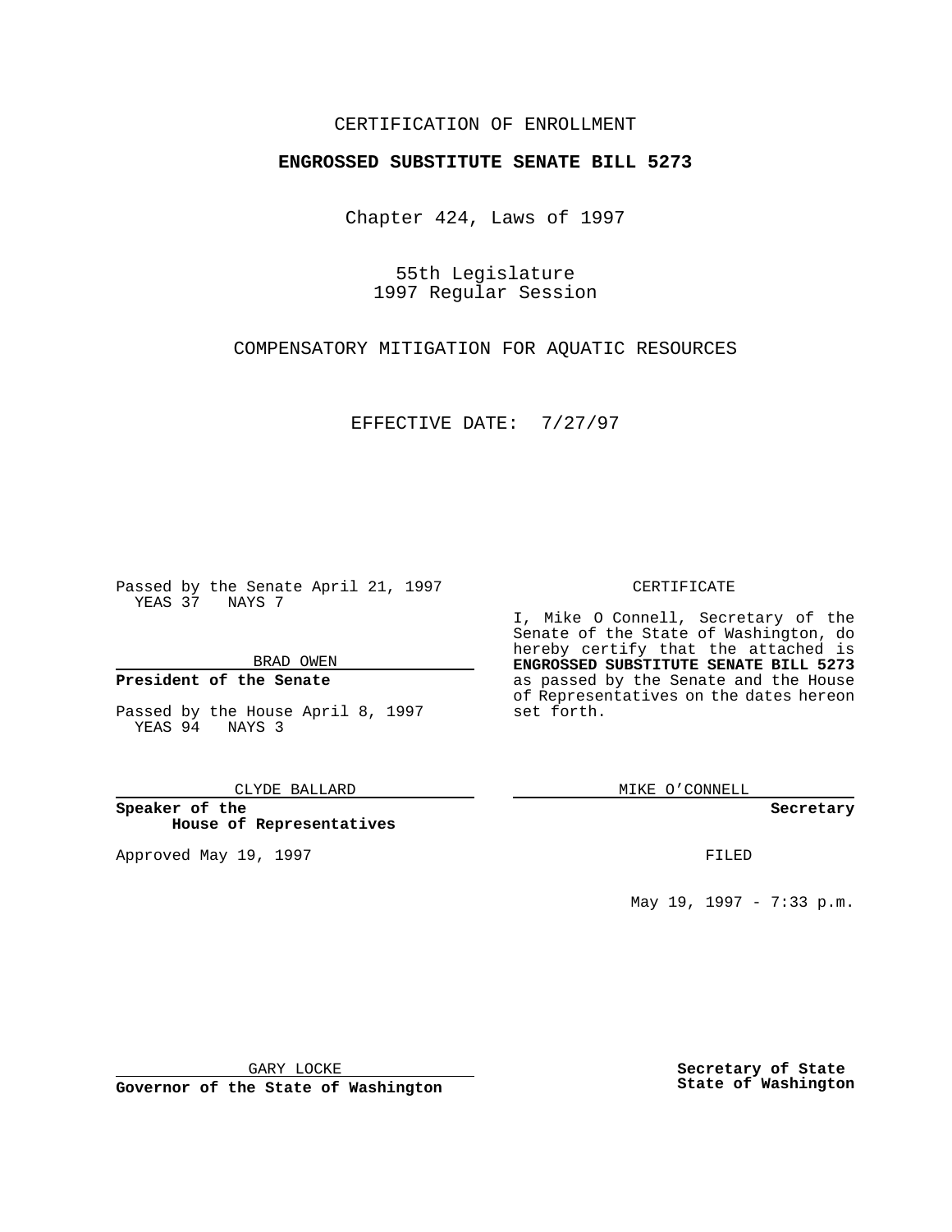CERTIFICATION OF ENROLLMENT

**ENGROSSED SUBSTITUTE SENATE BILL 5273**

Chapter 424, Laws of 1997

55th Legislature
1997 Regular Session

COMPENSATORY MITIGATION FOR AQUATIC RESOURCES

EFFECTIVE DATE: 7/27/97

Passed by the Senate April 21, 1997
YEAS 37 NAYS 7

BRAD OWEN

**President of the Senate**

Passed by the House April 8, 1997
YEAS 94 NAYS 3

CLYDE BALLARD

**Speaker of the House of Representatives**

Approved May 19, 1997

GARY LOCKE

**Governor of the State of Washington**

CERTIFICATE

I, Mike O Connell, Secretary of the Senate of the State of Washington, do hereby certify that the attached is **ENGROSSED SUBSTITUTE SENATE BILL 5273** as passed by the Senate and the House of Representatives on the dates hereon set forth.

MIKE O'CONNELL

**Secretary**

FILED

May 19, 1997 - 7:33 p.m.

**Secretary of State**
**State of Washington**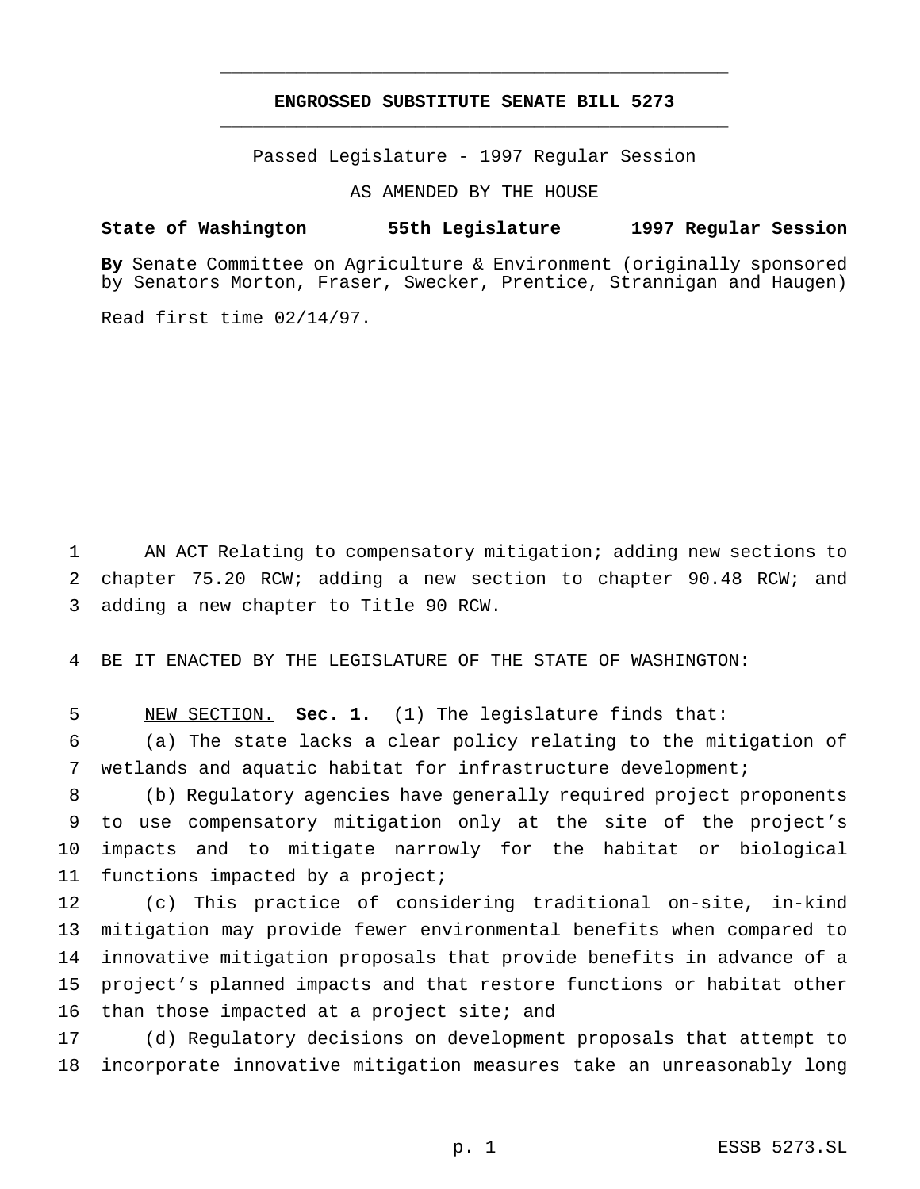# ENGROSSED SUBSTITUTE SENATE BILL 5273

Passed Legislature - 1997 Regular Session

AS AMENDED BY THE HOUSE

**State of Washington 55th Legislature 1997 Regular Session**

**By** Senate Committee on Agriculture & Environment (originally sponsored by Senators Morton, Fraser, Swecker, Prentice, Strannigan and Haugen)

Read first time 02/14/97.

1 AN ACT Relating to compensatory mitigation; adding new sections to
2 chapter 75.20 RCW; adding a new section to chapter 90.48 RCW; and
3 adding a new chapter to Title 90 RCW.

4 BE IT ENACTED BY THE LEGISLATURE OF THE STATE OF WASHINGTON:

5 NEW SECTION. **Sec. 1.** (1) The legislature finds that:
6 (a) The state lacks a clear policy relating to the mitigation of
7 wetlands and aquatic habitat for infrastructure development;
8 (b) Regulatory agencies have generally required project proponents
9 to use compensatory mitigation only at the site of the project's
10 impacts and to mitigate narrowly for the habitat or biological
11 functions impacted by a project;
12 (c) This practice of considering traditional on-site, in-kind
13 mitigation may provide fewer environmental benefits when compared to
14 innovative mitigation proposals that provide benefits in advance of a
15 project's planned impacts and that restore functions or habitat other
16 than those impacted at a project site; and
17 (d) Regulatory decisions on development proposals that attempt to
18 incorporate innovative mitigation measures take an unreasonably long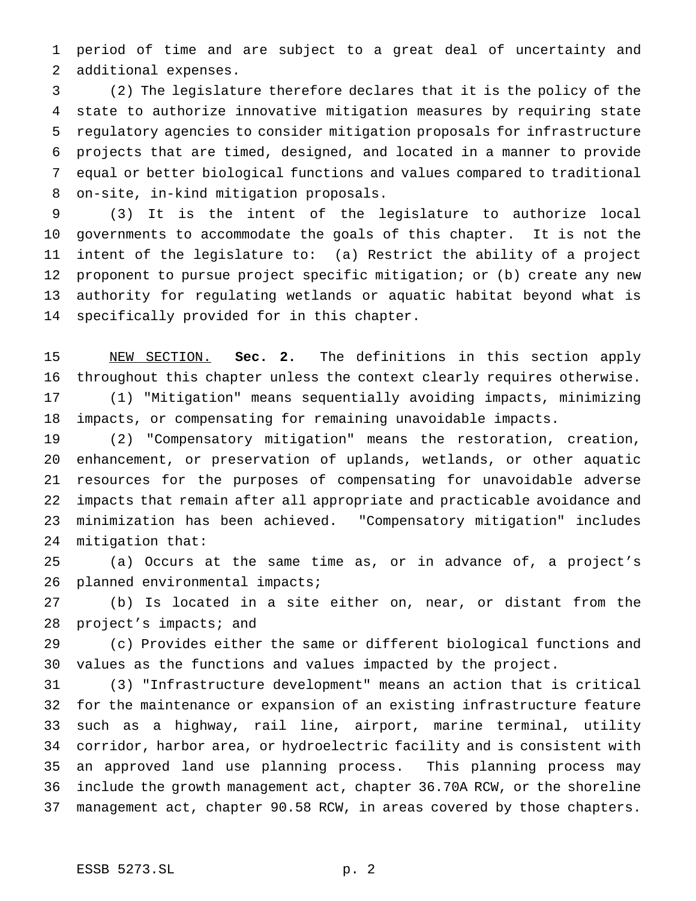period of time and are subject to a great deal of uncertainty and additional expenses.

(2) The legislature therefore declares that it is the policy of the state to authorize innovative mitigation measures by requiring state regulatory agencies to consider mitigation proposals for infrastructure projects that are timed, designed, and located in a manner to provide equal or better biological functions and values compared to traditional on-site, in-kind mitigation proposals.

(3) It is the intent of the legislature to authorize local governments to accommodate the goals of this chapter. It is not the intent of the legislature to: (a) Restrict the ability of a project proponent to pursue project specific mitigation; or (b) create any new authority for regulating wetlands or aquatic habitat beyond what is specifically provided for in this chapter.

NEW SECTION. **Sec. 2.** The definitions in this section apply throughout this chapter unless the context clearly requires otherwise.

(1) "Mitigation" means sequentially avoiding impacts, minimizing impacts, or compensating for remaining unavoidable impacts.

(2) "Compensatory mitigation" means the restoration, creation, enhancement, or preservation of uplands, wetlands, or other aquatic resources for the purposes of compensating for unavoidable adverse impacts that remain after all appropriate and practicable avoidance and minimization has been achieved. "Compensatory mitigation" includes mitigation that:

(a) Occurs at the same time as, or in advance of, a project's planned environmental impacts;

(b) Is located in a site either on, near, or distant from the project's impacts; and

(c) Provides either the same or different biological functions and values as the functions and values impacted by the project.

(3) "Infrastructure development" means an action that is critical for the maintenance or expansion of an existing infrastructure feature such as a highway, rail line, airport, marine terminal, utility corridor, harbor area, or hydroelectric facility and is consistent with an approved land use planning process. This planning process may include the growth management act, chapter 36.70A RCW, or the shoreline management act, chapter 90.58 RCW, in areas covered by those chapters.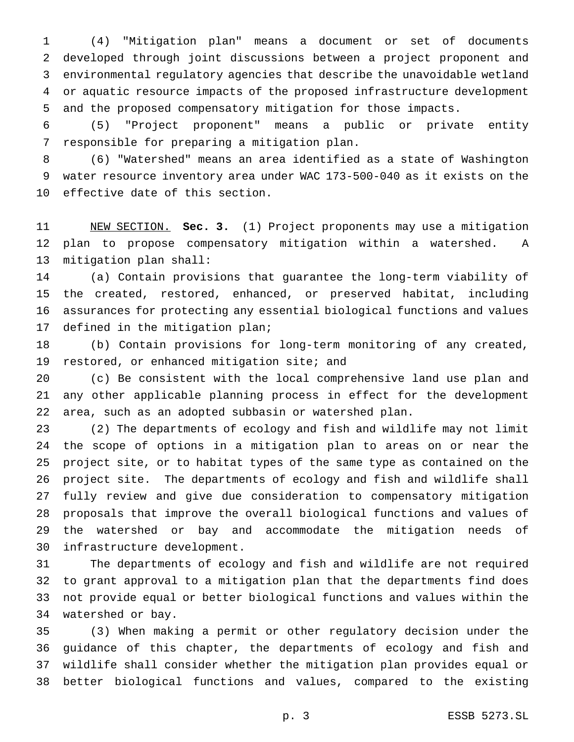(4) "Mitigation plan" means a document or set of documents developed through joint discussions between a project proponent and environmental regulatory agencies that describe the unavoidable wetland or aquatic resource impacts of the proposed infrastructure development and the proposed compensatory mitigation for those impacts.

(5) "Project proponent" means a public or private entity responsible for preparing a mitigation plan.

(6) "Watershed" means an area identified as a state of Washington water resource inventory area under WAC 173-500-040 as it exists on the effective date of this section.

NEW SECTION. **Sec. 3.** (1) Project proponents may use a mitigation plan to propose compensatory mitigation within a watershed. A mitigation plan shall:

(a) Contain provisions that guarantee the long-term viability of the created, restored, enhanced, or preserved habitat, including assurances for protecting any essential biological functions and values defined in the mitigation plan;

(b) Contain provisions for long-term monitoring of any created, restored, or enhanced mitigation site; and

(c) Be consistent with the local comprehensive land use plan and any other applicable planning process in effect for the development area, such as an adopted subbasin or watershed plan.

(2) The departments of ecology and fish and wildlife may not limit the scope of options in a mitigation plan to areas on or near the project site, or to habitat types of the same type as contained on the project site. The departments of ecology and fish and wildlife shall fully review and give due consideration to compensatory mitigation proposals that improve the overall biological functions and values of the watershed or bay and accommodate the mitigation needs of infrastructure development.

The departments of ecology and fish and wildlife are not required to grant approval to a mitigation plan that the departments find does not provide equal or better biological functions and values within the watershed or bay.

(3) When making a permit or other regulatory decision under the guidance of this chapter, the departments of ecology and fish and wildlife shall consider whether the mitigation plan provides equal or better biological functions and values, compared to the existing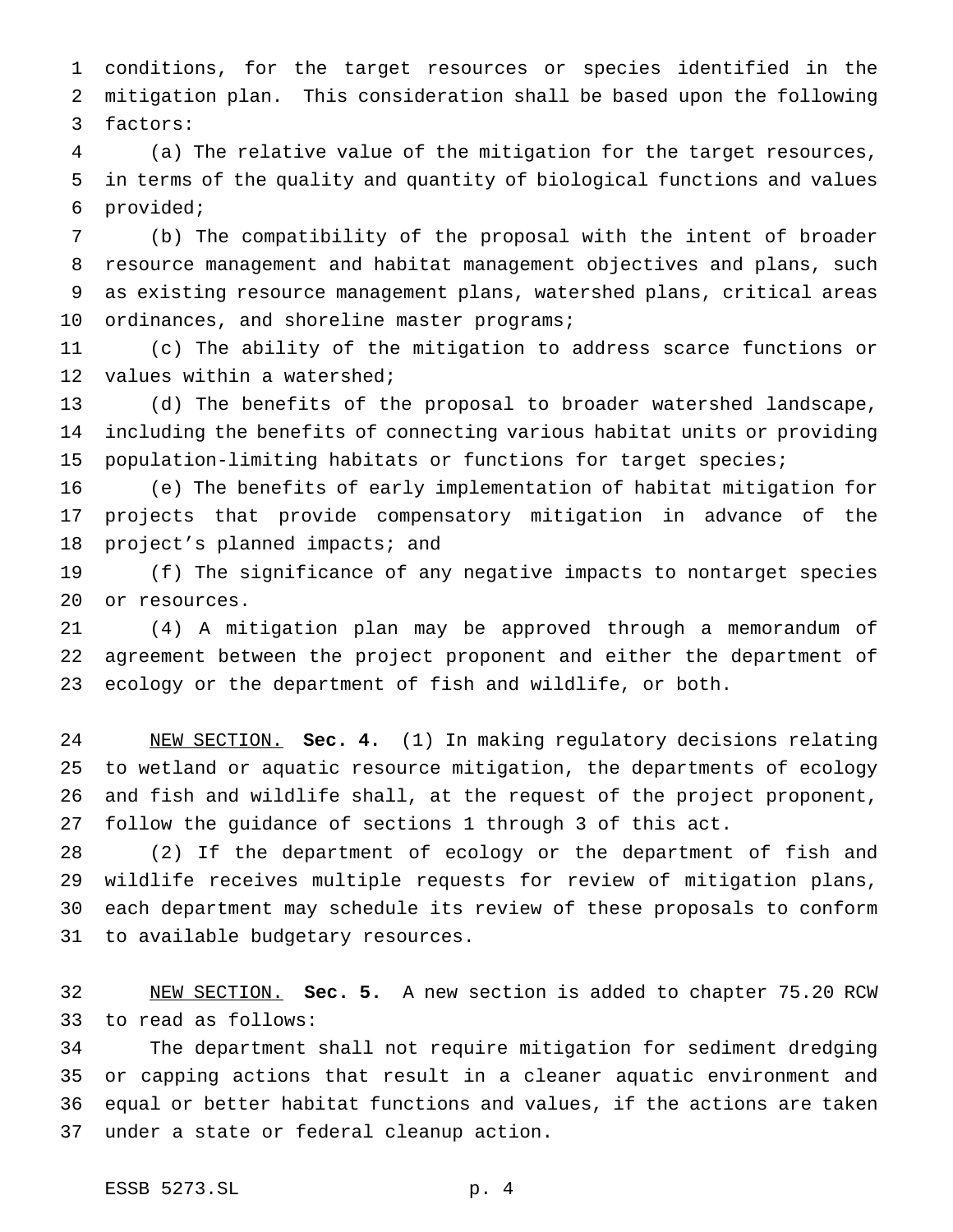conditions, for the target resources or species identified in the mitigation plan. This consideration shall be based upon the following factors:

(a) The relative value of the mitigation for the target resources, in terms of the quality and quantity of biological functions and values provided;

(b) The compatibility of the proposal with the intent of broader resource management and habitat management objectives and plans, such as existing resource management plans, watershed plans, critical areas ordinances, and shoreline master programs;

(c) The ability of the mitigation to address scarce functions or values within a watershed;

(d) The benefits of the proposal to broader watershed landscape, including the benefits of connecting various habitat units or providing population-limiting habitats or functions for target species;

(e) The benefits of early implementation of habitat mitigation for projects that provide compensatory mitigation in advance of the project's planned impacts; and

(f) The significance of any negative impacts to nontarget species or resources.

(4) A mitigation plan may be approved through a memorandum of agreement between the project proponent and either the department of ecology or the department of fish and wildlife, or both.

NEW SECTION. **Sec. 4.** (1) In making regulatory decisions relating to wetland or aquatic resource mitigation, the departments of ecology and fish and wildlife shall, at the request of the project proponent, follow the guidance of sections 1 through 3 of this act.

(2) If the department of ecology or the department of fish and wildlife receives multiple requests for review of mitigation plans, each department may schedule its review of these proposals to conform to available budgetary resources.

NEW SECTION. **Sec. 5.** A new section is added to chapter 75.20 RCW to read as follows:

The department shall not require mitigation for sediment dredging or capping actions that result in a cleaner aquatic environment and equal or better habitat functions and values, if the actions are taken under a state or federal cleanup action.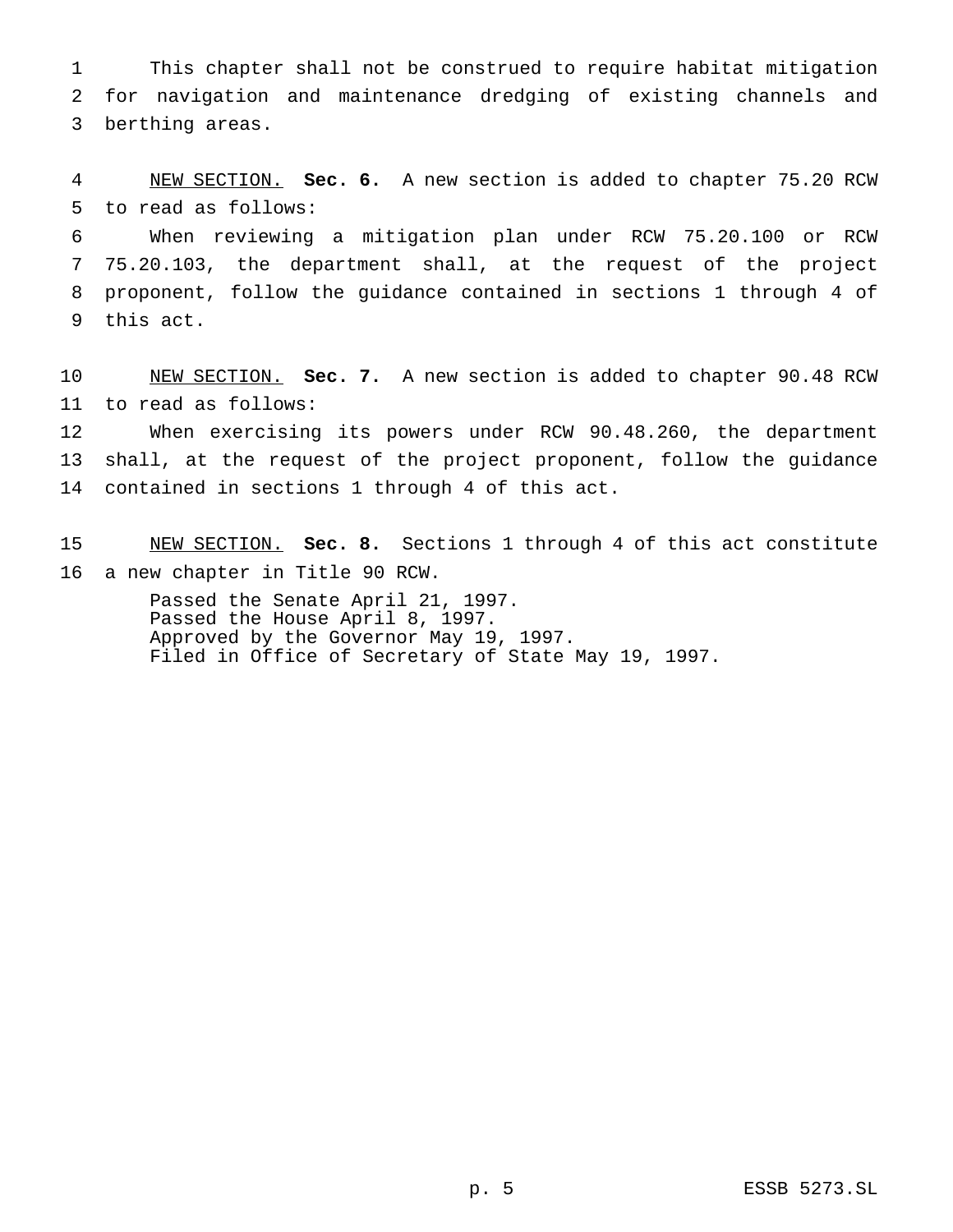This chapter shall not be construed to require habitat mitigation for navigation and maintenance dredging of existing channels and berthing areas.

NEW SECTION. **Sec. 6.** A new section is added to chapter 75.20 RCW to read as follows:

When reviewing a mitigation plan under RCW 75.20.100 or RCW 75.20.103, the department shall, at the request of the project proponent, follow the guidance contained in sections 1 through 4 of this act.

NEW SECTION. **Sec. 7.** A new section is added to chapter 90.48 RCW to read as follows:

When exercising its powers under RCW 90.48.260, the department shall, at the request of the project proponent, follow the guidance contained in sections 1 through 4 of this act.

NEW SECTION. **Sec. 8.** Sections 1 through 4 of this act constitute a new chapter in Title 90 RCW.

Passed the Senate April 21, 1997.
Passed the House April 8, 1997.
Approved by the Governor May 19, 1997.
Filed in Office of Secretary of State May 19, 1997.